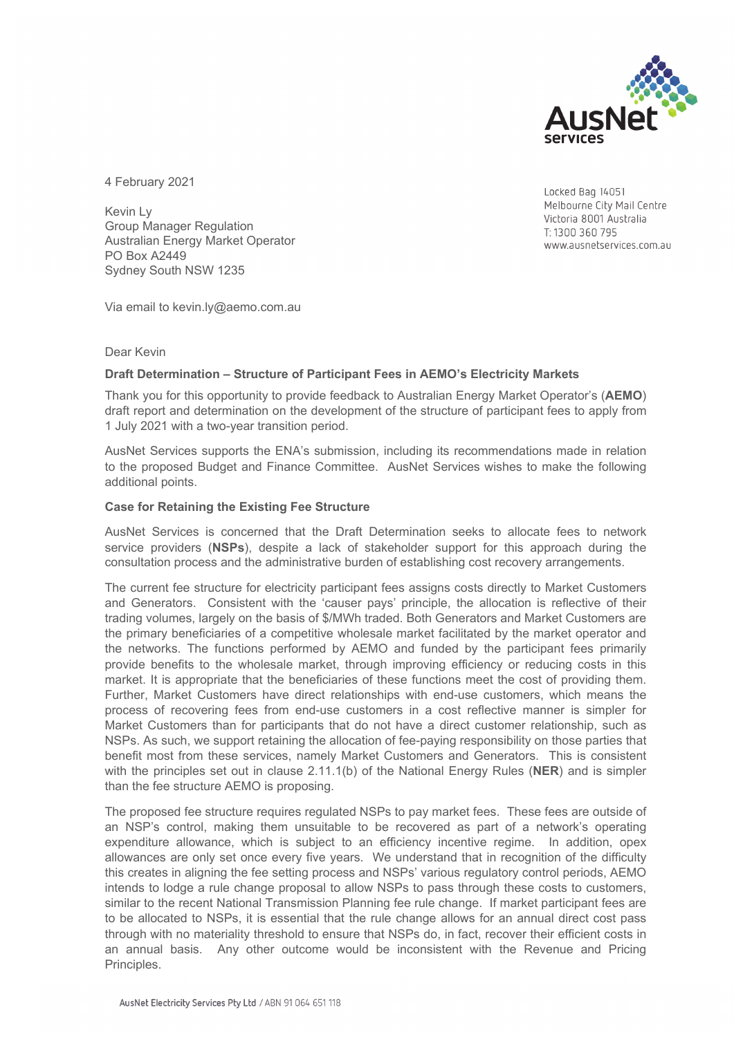4 February 2021

Locked Bag 14051
Melbourne City Mail Centre
Victoria 8001 Australia
T: 1300 360 795
www.ausnetservices.com.au

Kevin Ly
Group Manager Regulation
Australian Energy Market Operator
PO Box A2449
Sydney South NSW 1235

Via email to kevin.ly@aemo.com.au

Dear Kevin

**Draft Determination – Structure of Participant Fees in AEMO's Electricity Markets**

Thank you for this opportunity to provide feedback to Australian Energy Market Operator's (**AEMO**) draft report and determination on the development of the structure of participant fees to apply from 1 July 2021 with a two-year transition period.

AusNet Services supports the ENA's submission, including its recommendations made in relation to the proposed Budget and Finance Committee. AusNet Services wishes to make the following additional points.

**Case for Retaining the Existing Fee Structure**

AusNet Services is concerned that the Draft Determination seeks to allocate fees to network service providers (**NSPs**), despite a lack of stakeholder support for this approach during the consultation process and the administrative burden of establishing cost recovery arrangements.

The current fee structure for electricity participant fees assigns costs directly to Market Customers and Generators. Consistent with the 'causer pays' principle, the allocation is reflective of their trading volumes, largely on the basis of $/MWh traded. Both Generators and Market Customers are the primary beneficiaries of a competitive wholesale market facilitated by the market operator and the networks. The functions performed by AEMO and funded by the participant fees primarily provide benefits to the wholesale market, through improving efficiency or reducing costs in this market. It is appropriate that the beneficiaries of these functions meet the cost of providing them. Further, Market Customers have direct relationships with end-use customers, which means the process of recovering fees from end-use customers in a cost reflective manner is simpler for Market Customers than for participants that do not have a direct customer relationship, such as NSPs. As such, we support retaining the allocation of fee-paying responsibility on those parties that benefit most from these services, namely Market Customers and Generators. This is consistent with the principles set out in clause 2.11.1(b) of the National Energy Rules (**NER**) and is simpler than the fee structure AEMO is proposing.

The proposed fee structure requires regulated NSPs to pay market fees. These fees are outside of an NSP's control, making them unsuitable to be recovered as part of a network's operating expenditure allowance, which is subject to an efficiency incentive regime. In addition, opex allowances are only set once every five years. We understand that in recognition of the difficulty this creates in aligning the fee setting process and NSPs' various regulatory control periods, AEMO intends to lodge a rule change proposal to allow NSPs to pass through these costs to customers, similar to the recent National Transmission Planning fee rule change. If market participant fees are to be allocated to NSPs, it is essential that the rule change allows for an annual direct cost pass through with no materiality threshold to ensure that NSPs do, in fact, recover their efficient costs in an annual basis. Any other outcome would be inconsistent with the Revenue and Pricing Principles.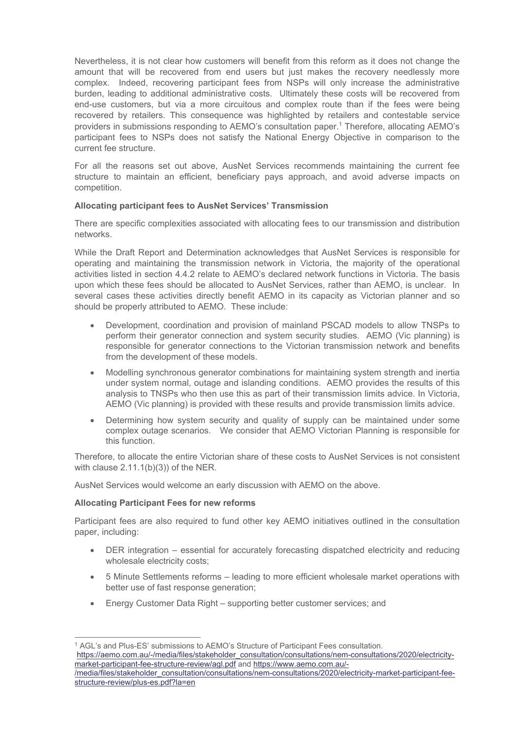Nevertheless, it is not clear how customers will benefit from this reform as it does not change the amount that will be recovered from end users but just makes the recovery needlessly more complex. Indeed, recovering participant fees from NSPs will only increase the administrative burden, leading to additional administrative costs. Ultimately these costs will be recovered from end-use customers, but via a more circuitous and complex route than if the fees were being recovered by retailers. This consequence was highlighted by retailers and contestable service providers in submissions responding to AEMO's consultation paper.[1] Therefore, allocating AEMO's participant fees to NSPs does not satisfy the National Energy Objective in comparison to the current fee structure.

For all the reasons set out above, AusNet Services recommends maintaining the current fee structure to maintain an efficient, beneficiary pays approach, and avoid adverse impacts on competition.

**Allocating participant fees to AusNet Services' Transmission**

There are specific complexities associated with allocating fees to our transmission and distribution networks.

While the Draft Report and Determination acknowledges that AusNet Services is responsible for operating and maintaining the transmission network in Victoria, the majority of the operational activities listed in section 4.4.2 relate to AEMO's declared network functions in Victoria. The basis upon which these fees should be allocated to AusNet Services, rather than AEMO, is unclear. In several cases these activities directly benefit AEMO in its capacity as Victorian planner and so should be properly attributed to AEMO. These include:

- Development, coordination and provision of mainland PSCAD models to allow TNSPs to perform their generator connection and system security studies. AEMO (Vic planning) is responsible for generator connections to the Victorian transmission network and benefits from the development of these models.
- Modelling synchronous generator combinations for maintaining system strength and inertia under system normal, outage and islanding conditions. AEMO provides the results of this analysis to TNSPs who then use this as part of their transmission limits advice. In Victoria, AEMO (Vic planning) is provided with these results and provide transmission limits advice.
- Determining how system security and quality of supply can be maintained under some complex outage scenarios. We consider that AEMO Victorian Planning is responsible for this function.

Therefore, to allocate the entire Victorian share of these costs to AusNet Services is not consistent with clause 2.11.1(b)(3)) of the NER.

AusNet Services would welcome an early discussion with AEMO on the above.

**Allocating Participant Fees for new reforms**

Participant fees are also required to fund other key AEMO initiatives outlined in the consultation paper, including:

- DER integration – essential for accurately forecasting dispatched electricity and reducing wholesale electricity costs;
- 5 Minute Settlements reforms – leading to more efficient wholesale market operations with better use of fast response generation;
- Energy Customer Data Right – supporting better customer services; and

---

[1] AGL's and Plus-ES' submissions to AEMO's Structure of Participant Fees consultation. https://aemo.com.au/-/media/files/stakeholder_consultation/consultations/nem-consultations/2020/electricity-market-participant-fee-structure-review/agl.pdf and https://www.aemo.com.au/-/media/files/stakeholder_consultation/consultations/nem-consultations/2020/electricity-market-participant-fee-structure-review/plus-es.pdf?la=en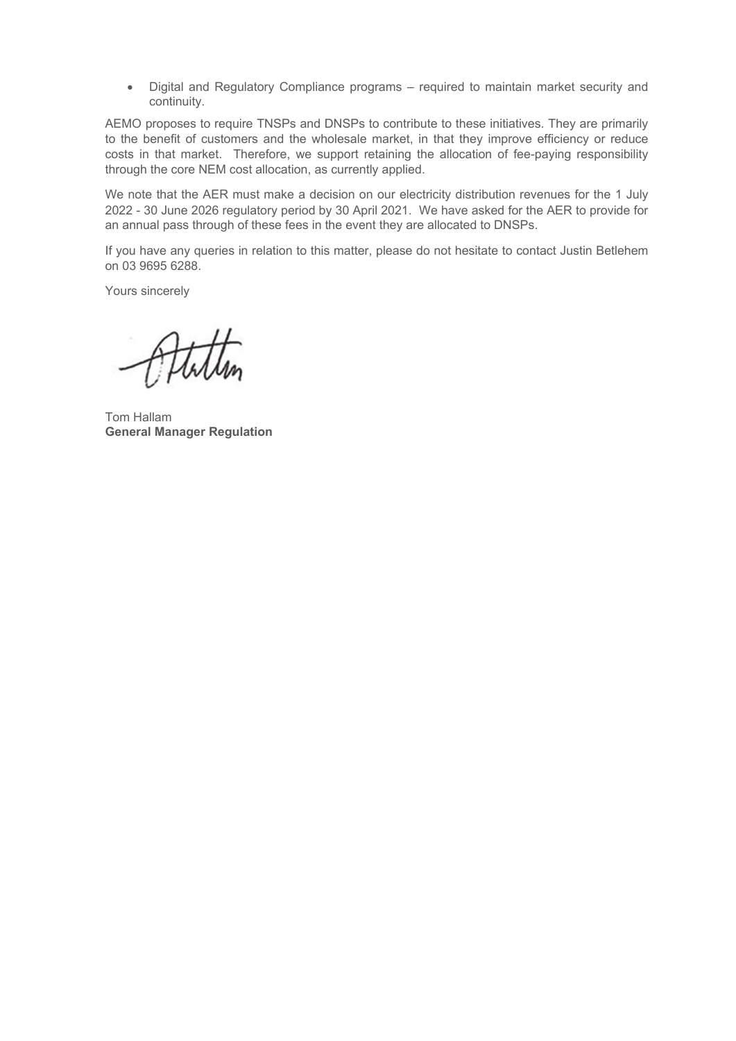- Digital and Regulatory Compliance programs – required to maintain market security and continuity.

AEMO proposes to require TNSPs and DNSPs to contribute to these initiatives. They are primarily to the benefit of customers and the wholesale market, in that they improve efficiency or reduce costs in that market. Therefore, we support retaining the allocation of fee-paying responsibility through the core NEM cost allocation, as currently applied.

We note that the AER must make a decision on our electricity distribution revenues for the 1 July 2022 - 30 June 2026 regulatory period by 30 April 2021. We have asked for the AER to provide for an annual pass through of these fees in the event they are allocated to DNSPs.

If you have any queries in relation to this matter, please do not hesitate to contact Justin Betlehem on 03 9695 6288.

Yours sincerely

Tom Hallam
**General Manager Regulation**